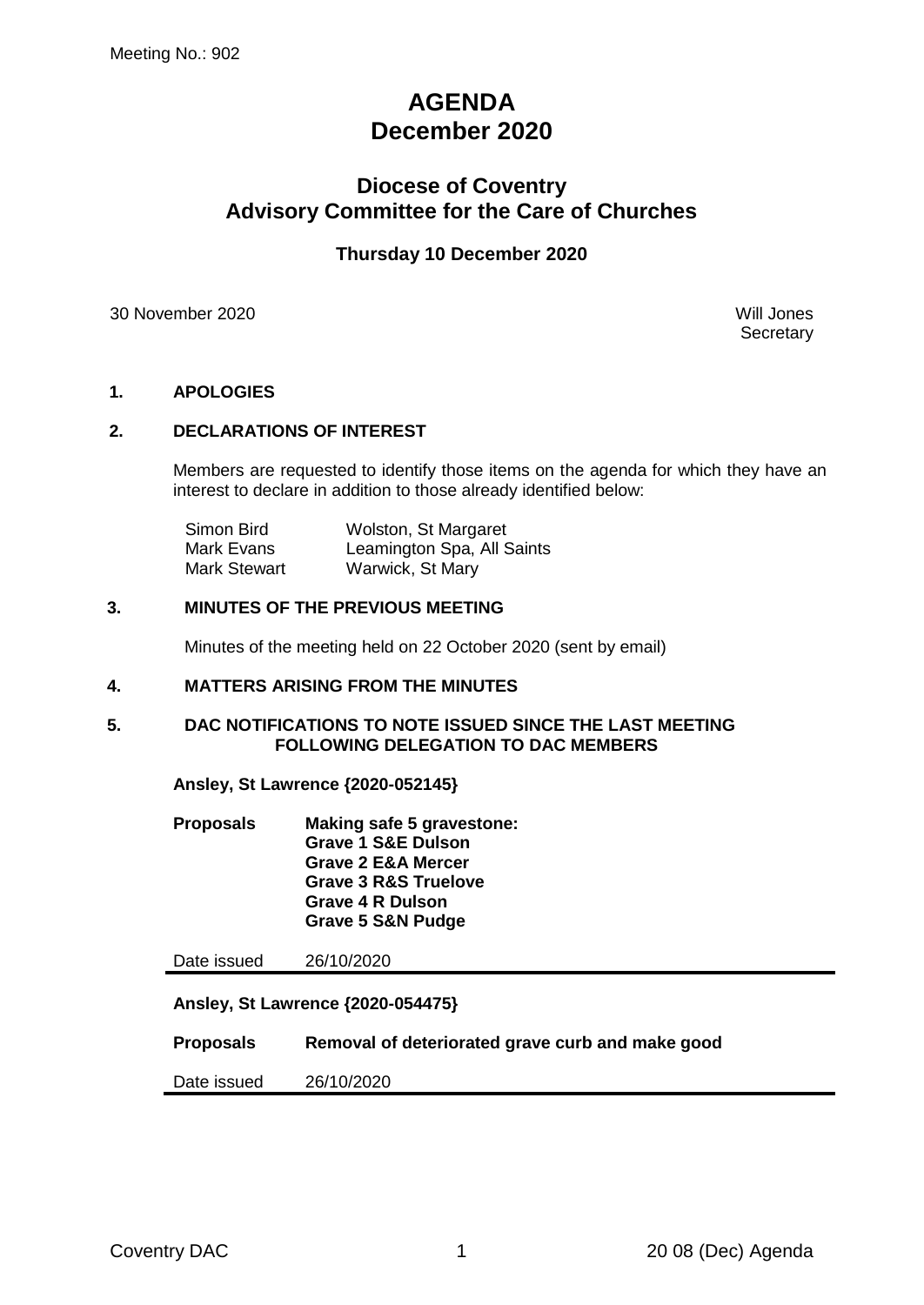Meeting No.: 902

# AGENDA
# December 2020

## Diocese of Coventry
## Advisory Committee for the Care of Churches

### Thursday 10 December 2020

30 November 2020

Will Jones
Secretary

**1. APOLOGIES**

**2. DECLARATIONS OF INTEREST**

Members are requested to identify those items on the agenda for which they have an interest to declare in addition to those already identified below:

| | |
|---|---|
| Simon Bird | Wolston, St Margaret |
| Mark Evans | Leamington Spa, All Saints |
| Mark Stewart | Warwick, St Mary |

**3. MINUTES OF THE PREVIOUS MEETING**

Minutes of the meeting held on 22 October 2020 (sent by email)

**4. MATTERS ARISING FROM THE MINUTES**

**5. DAC NOTIFICATIONS TO NOTE ISSUED SINCE THE LAST MEETING FOLLOWING DELEGATION TO DAC MEMBERS**

**Ansley, St Lawrence {2020-052145}**

**Proposals** **Making safe 5 gravestone:**
**Grave 1 S&E Dulson**
**Grave 2 E&A Mercer**
**Grave 3 R&S Truelove**
**Grave 4 R Dulson**
**Grave 5 S&N Pudge**

Date issued 26/10/2020

**Ansley, St Lawrence {2020-054475}**

**Proposals** **Removal of deteriorated grave curb and make good**

Date issued 26/10/2020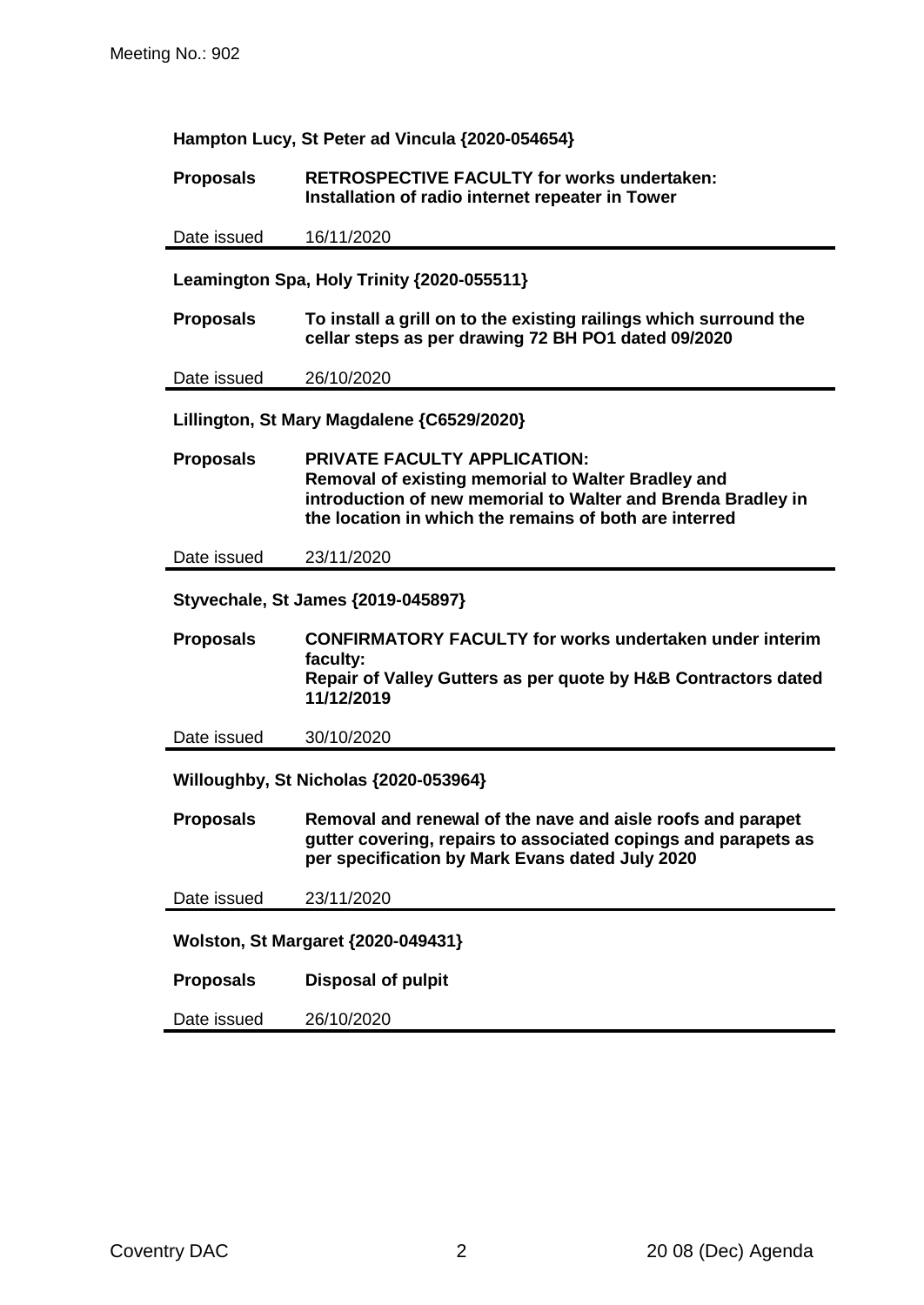**Hampton Lucy, St Peter ad Vincula {2020-054654}**

| | |
|---|---|
| **Proposals** | **RETROSPECTIVE FACULTY for works undertaken: Installation of radio internet repeater in Tower** |
| Date issued | 16/11/2020 |

**Leamington Spa, Holy Trinity {2020-055511}**

| | |
|---|---|
| **Proposals** | **To install a grill on to the existing railings which surround the cellar steps as per drawing 72 BH PO1 dated 09/2020** |
| Date issued | 26/10/2020 |

**Lillington, St Mary Magdalene {C6529/2020}**

| | |
|---|---|
| **Proposals** | **PRIVATE FACULTY APPLICATION: Removal of existing memorial to Walter Bradley and introduction of new memorial to Walter and Brenda Bradley in the location in which the remains of both are interred** |
| Date issued | 23/11/2020 |

**Styvechale, St James {2019-045897}**

| | |
|---|---|
| **Proposals** | **CONFIRMATORY FACULTY for works undertaken under interim faculty: Repair of Valley Gutters as per quote by H&B Contractors dated 11/12/2019** |
| Date issued | 30/10/2020 |

**Willoughby, St Nicholas {2020-053964}**

| | |
|---|---|
| **Proposals** | **Removal and renewal of the nave and aisle roofs and parapet gutter covering, repairs to associated copings and parapets as per specification by Mark Evans dated July 2020** |
| Date issued | 23/11/2020 |

**Wolston, St Margaret {2020-049431}**

| | |
|---|---|
| **Proposals** | **Disposal of pulpit** |
| Date issued | 26/10/2020 |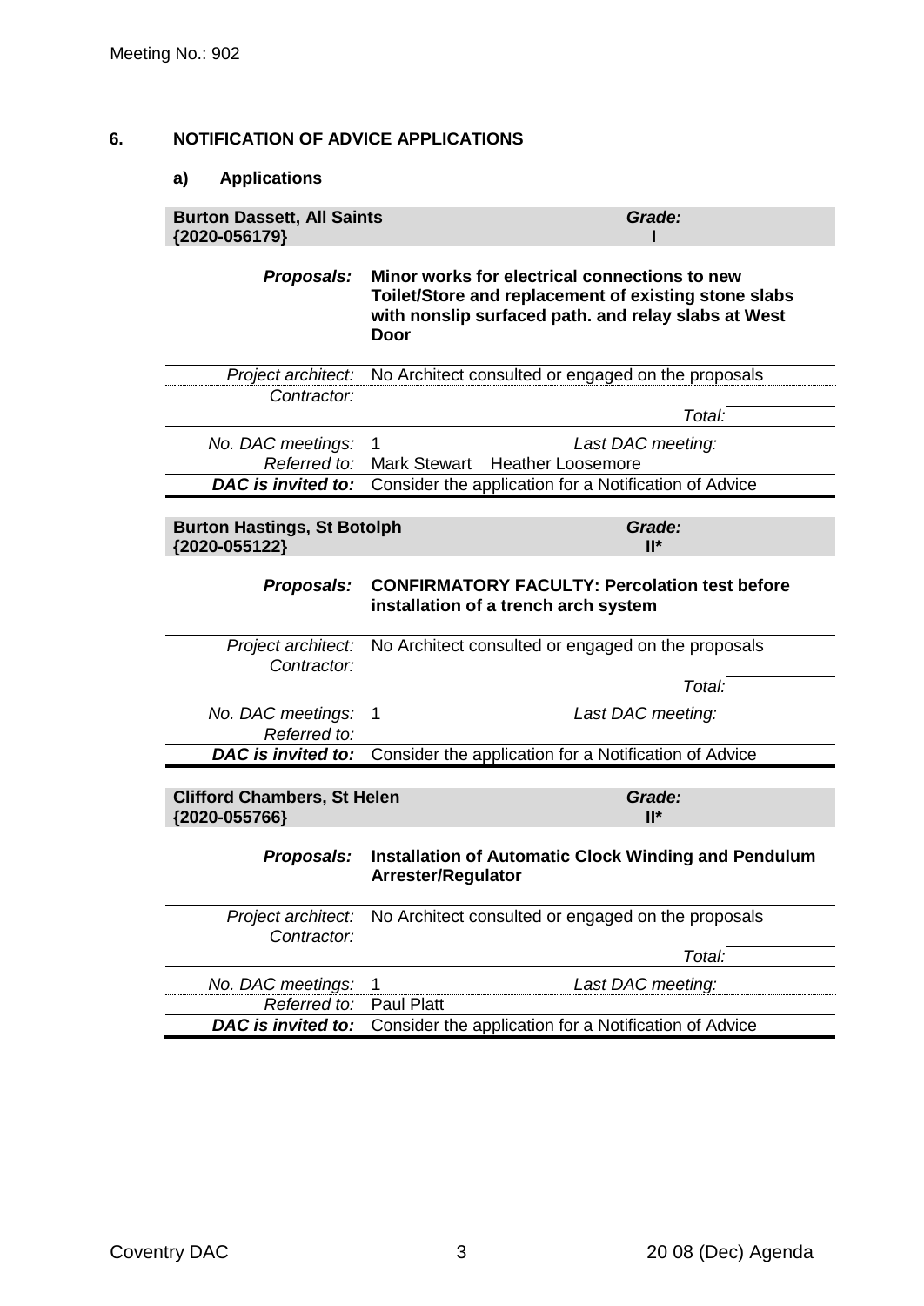## 6. NOTIFICATION OF ADVICE APPLICATIONS

### a) Applications

| **Burton Dassett, All Saints {2020-056179}** | **Grade: I** |
|---|---|
| ***Proposals:*** | **Minor works for electrical connections to new Toilet/Store and replacement of existing stone slabs with nonslip surfaced path. and relay slabs at West Door** |
| *Project architect:* | No Architect consulted or engaged on the proposals |
| *Contractor:* | |
| | *Total:* |
| *No. DAC meetings:* | 1 *Last DAC meeting:* |
| *Referred to:* | Mark Stewart Heather Loosemore |
| ***DAC is invited to:*** | Consider the application for a Notification of Advice |

| **Burton Hastings, St Botolph {2020-055122}** | **Grade: II*** |
|---|---|
| ***Proposals:*** | **CONFIRMATORY FACULTY: Percolation test before installation of a trench arch system** |
| *Project architect:* | No Architect consulted or engaged on the proposals |
| *Contractor:* | |
| | *Total:* |
| *No. DAC meetings:* | 1 *Last DAC meeting:* |
| *Referred to:* | |
| ***DAC is invited to:*** | Consider the application for a Notification of Advice |

| **Clifford Chambers, St Helen {2020-055766}** | **Grade: II*** |
|---|---|
| ***Proposals:*** | **Installation of Automatic Clock Winding and Pendulum Arrester/Regulator** |
| *Project architect:* | No Architect consulted or engaged on the proposals |
| *Contractor:* | |
| | *Total:* |
| *No. DAC meetings:* | 1 *Last DAC meeting:* |
| *Referred to:* | Paul Platt |
| ***DAC is invited to:*** | Consider the application for a Notification of Advice |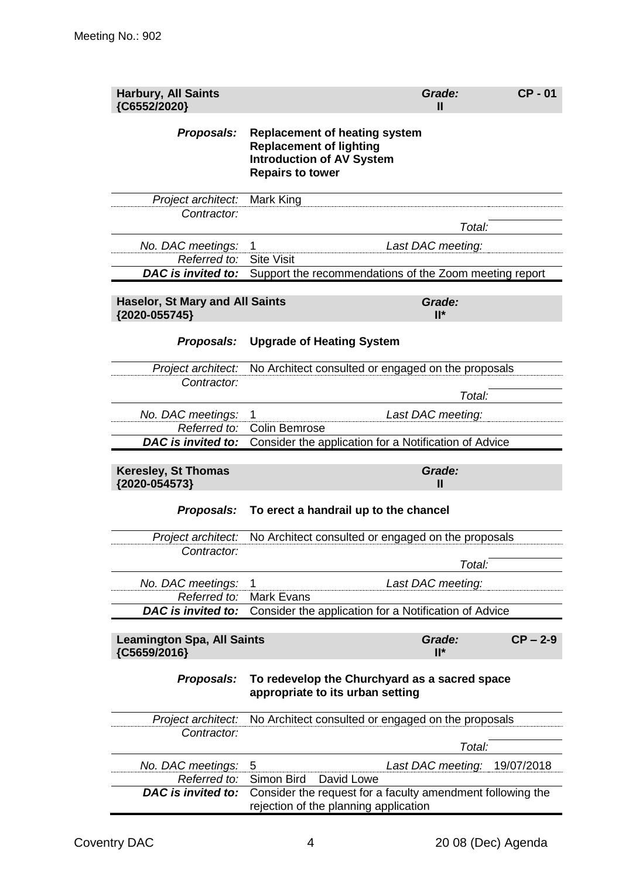Meeting No.: 902

| **Harbury, All Saints {C6552/2020}** | | *Grade:* **II** | **CP - 01** |
|---|---|---|---|
| ***Proposals:*** | **Replacement of heating system**<br>**Replacement of lighting**<br>**Introduction of AV System**<br>**Repairs to tower** | | |
| *Project architect:* | Mark King | | |
| *Contractor:* | | | |
| | | *Total:* | |
| *No. DAC meetings:* | 1 | *Last DAC meeting:* | |
| *Referred to:* | Site Visit | | |
| ***DAC is invited to:*** | Support the recommendations of the Zoom meeting report | | |

| **Haselor, St Mary and All Saints {2020-055745}** | | *Grade:* **II*** | |
|---|---|---|---|
| ***Proposals:*** | **Upgrade of Heating System** | | |
| *Project architect:* | No Architect consulted or engaged on the proposals | | |
| *Contractor:* | | | |
| | | *Total:* | |
| *No. DAC meetings:* | 1 | *Last DAC meeting:* | |
| *Referred to:* | Colin Bemrose | | |
| ***DAC is invited to:*** | Consider the application for a Notification of Advice | | |

| **Keresley, St Thomas {2020-054573}** | | *Grade:* **II** | |
|---|---|---|---|
| ***Proposals:*** | **To erect a handrail up to the chancel** | | |
| *Project architect:* | No Architect consulted or engaged on the proposals | | |
| *Contractor:* | | | |
| | | *Total:* | |
| *No. DAC meetings:* | 1 | *Last DAC meeting:* | |
| *Referred to:* | Mark Evans | | |
| ***DAC is invited to:*** | Consider the application for a Notification of Advice | | |

| **Leamington Spa, All Saints {C5659/2016}** | | *Grade:* **II*** | **CP – 2-9** |
|---|---|---|---|
| ***Proposals:*** | **To redevelop the Churchyard as a sacred space appropriate to its urban setting** | | |
| *Project architect:* | No Architect consulted or engaged on the proposals | | |
| *Contractor:* | | | |
| | | *Total:* | |
| *No. DAC meetings:* | 5 | *Last DAC meeting:* | 19/07/2018 |
| *Referred to:* | Simon Bird David Lowe | | |
| ***DAC is invited to:*** | Consider the request for a faculty amendment following the rejection of the planning application | | |

Coventry DAC 20 08 (Dec) Agenda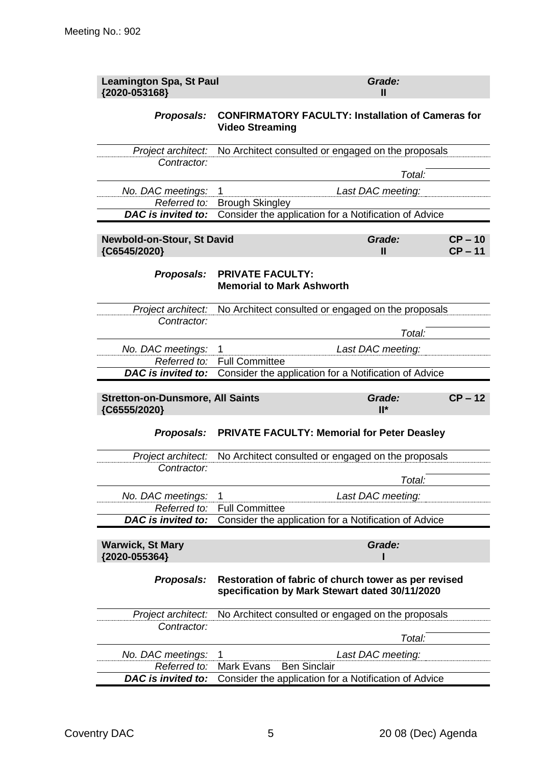Meeting No.: 902

| **Leamington Spa, St Paul** **{2020-053168}** | | *Grade:* **II** | |
|---|---|---|---|
| ***Proposals:*** | **CONFIRMATORY FACULTY: Installation of Cameras for Video Streaming** | | |
| *Project architect:* | No Architect consulted or engaged on the proposals | | |
| *Contractor:* | | | |
| | | *Total:* | |
| *No. DAC meetings:* | 1 | *Last DAC meeting:* | |
| *Referred to:* | Brough Skingley | | |
| ***DAC is invited to:*** | Consider the application for a Notification of Advice | | |

| **Newbold-on-Stour, St David** **{C6545/2020}** | | *Grade:* **II** | **CP – 10** **CP – 11** |
|---|---|---|---|
| ***Proposals:*** | **PRIVATE FACULTY: Memorial to Mark Ashworth** | | |
| *Project architect:* | No Architect consulted or engaged on the proposals | | |
| *Contractor:* | | | |
| | | *Total:* | |
| *No. DAC meetings:* | 1 | *Last DAC meeting:* | |
| *Referred to:* | Full Committee | | |
| ***DAC is invited to:*** | Consider the application for a Notification of Advice | | |

| **Stretton-on-Dunsmore, All Saints** **{C6555/2020}** | | *Grade:* **II*** | **CP – 12** |
|---|---|---|---|
| ***Proposals:*** | **PRIVATE FACULTY: Memorial for Peter Deasley** | | |
| *Project architect:* | No Architect consulted or engaged on the proposals | | |
| *Contractor:* | | | |
| | | *Total:* | |
| *No. DAC meetings:* | 1 | *Last DAC meeting:* | |
| *Referred to:* | Full Committee | | |
| ***DAC is invited to:*** | Consider the application for a Notification of Advice | | |

| **Warwick, St Mary** **{2020-055364}** | | *Grade:* **I** | |
|---|---|---|---|
| ***Proposals:*** | **Restoration of fabric of church tower as per revised specification by Mark Stewart dated 30/11/2020** | | |
| *Project architect:* | No Architect consulted or engaged on the proposals | | |
| *Contractor:* | | | |
| | | *Total:* | |
| *No. DAC meetings:* | 1 | *Last DAC meeting:* | |
| *Referred to:* | Mark Evans Ben Sinclair | | |
| ***DAC is invited to:*** | Consider the application for a Notification of Advice | | |

Coventry DAC 20 08 (Dec) Agenda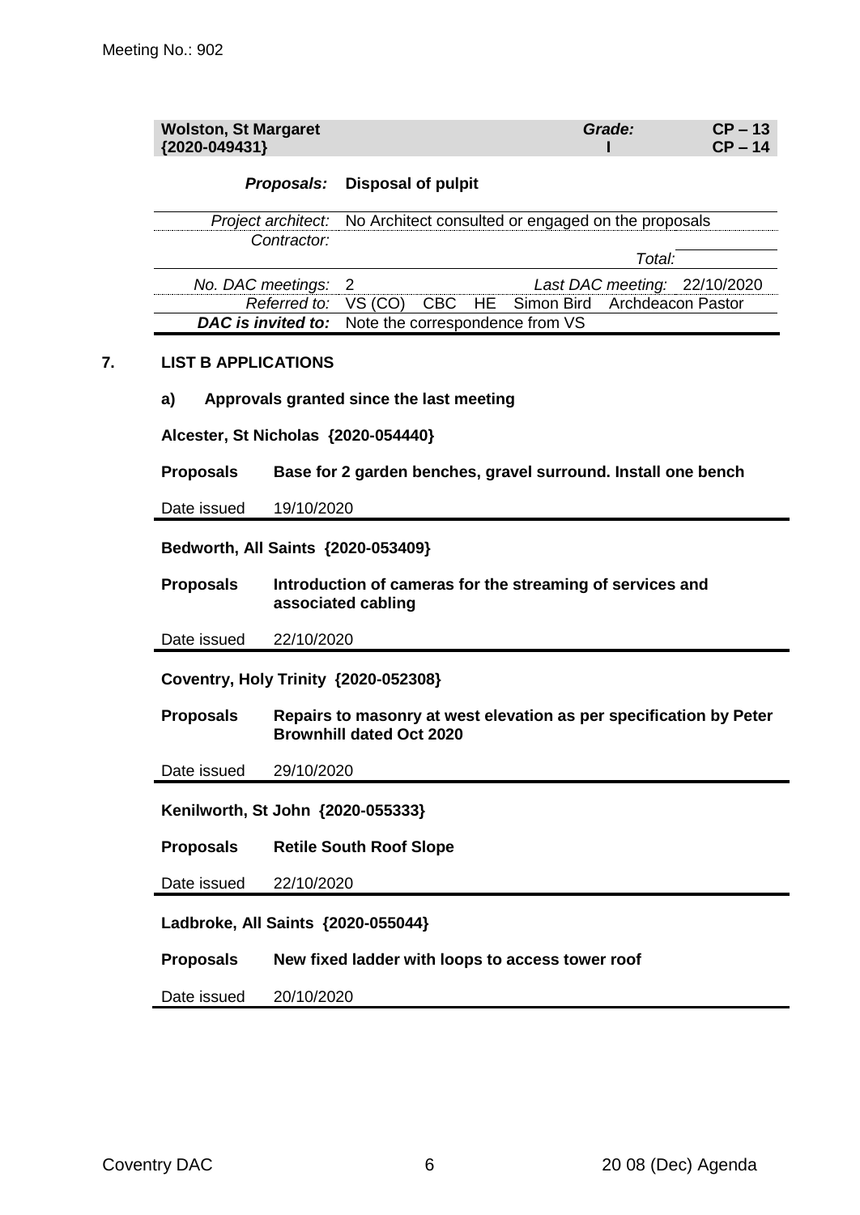| **Wolston, St Margaret** {2020-049431} | | *Grade:* **I** | **CP – 13** **CP – 14** |
|---|---|---|---|
| ***Proposals:*** | **Disposal of pulpit** | | |
| *Project architect:* | No Architect consulted or engaged on the proposals | | |
| *Contractor:* | | *Total:* | |
| *No. DAC meetings:* | 2 | *Last DAC meeting:* | 22/10/2020 |
| *Referred to:* | VS (CO) CBC HE Simon Bird Archdeacon Pastor | | |
| ***DAC is invited to:*** | Note the correspondence from VS | | |

## 7. LIST B APPLICATIONS

### a) Approvals granted since the last meeting

**Alcester, St Nicholas {2020-054440}**

| | |
|---|---|
| **Proposals** | **Base for 2 garden benches, gravel surround. Install one bench** |
| Date issued | 19/10/2020 |

**Bedworth, All Saints {2020-053409}**

| | |
|---|---|
| **Proposals** | **Introduction of cameras for the streaming of services and associated cabling** |
| Date issued | 22/10/2020 |

**Coventry, Holy Trinity {2020-052308}**

| | |
|---|---|
| **Proposals** | **Repairs to masonry at west elevation as per specification by Peter Brownhill dated Oct 2020** |
| Date issued | 29/10/2020 |

**Kenilworth, St John {2020-055333}**

| | |
|---|---|
| **Proposals** | **Retile South Roof Slope** |
| Date issued | 22/10/2020 |

**Ladbroke, All Saints {2020-055044}**

| | |
|---|---|
| **Proposals** | **New fixed ladder with loops to access tower roof** |
| Date issued | 20/10/2020 |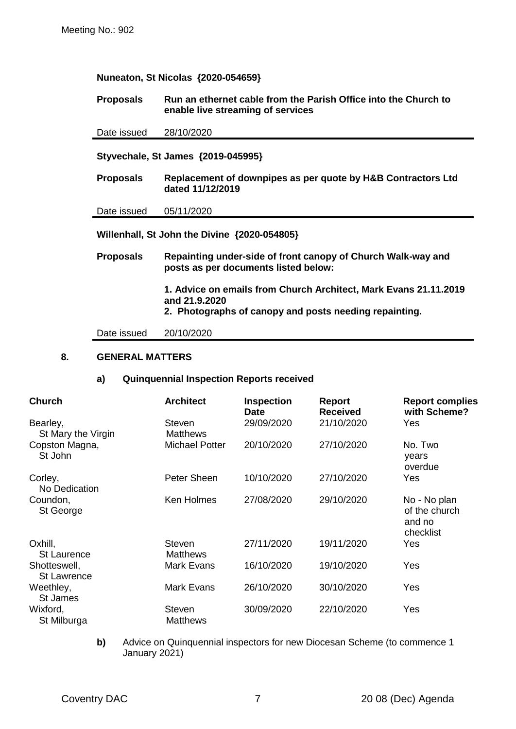**Nuneaton, St Nicolas {2020-054659}**

| | |
|---|---|
| **Proposals** | **Run an ethernet cable from the Parish Office into the Church to enable live streaming of services** |
| Date issued | 28/10/2020 |

**Styvechale, St James {2019-045995}**

| | |
|---|---|
| **Proposals** | **Replacement of downpipes as per quote by H&B Contractors Ltd dated 11/12/2019** |
| Date issued | 05/11/2020 |

**Willenhall, St John the Divine {2020-054805}**

| | |
|---|---|
| **Proposals** | **Repainting under-side of front canopy of Church Walk-way and posts as per documents listed below:**<br><br>**1. Advice on emails from Church Architect, Mark Evans 21.11.2019 and 21.9.2020**<br>**2. Photographs of canopy and posts needing repainting.** |
| Date issued | 20/10/2020 |

## 8. GENERAL MATTERS

### a) Quinquennial Inspection Reports received

| Church | Architect | Inspection Date | Report Received | Report complies with Scheme? |
|---|---|---|---|---|
| Bearley, St Mary the Virgin | Steven Matthews | 29/09/2020 | 21/10/2020 | Yes |
| Copston Magna, St John | Michael Potter | 20/10/2020 | 27/10/2020 | No. Two years overdue |
| Corley, No Dedication | Peter Sheen | 10/10/2020 | 27/10/2020 | Yes |
| Coundon, St George | Ken Holmes | 27/08/2020 | 29/10/2020 | No - No plan of the church and no checklist |
| Oxhill, St Laurence | Steven Matthews | 27/11/2020 | 19/11/2020 | Yes |
| Shotteswell, St Lawrence | Mark Evans | 16/10/2020 | 19/10/2020 | Yes |
| Weethley, St James | Mark Evans | 26/10/2020 | 30/10/2020 | Yes |
| Wixford, St Milburga | Steven Matthews | 30/09/2020 | 22/10/2020 | Yes |

**b)** Advice on Quinquennial inspectors for new Diocesan Scheme (to commence 1 January 2021)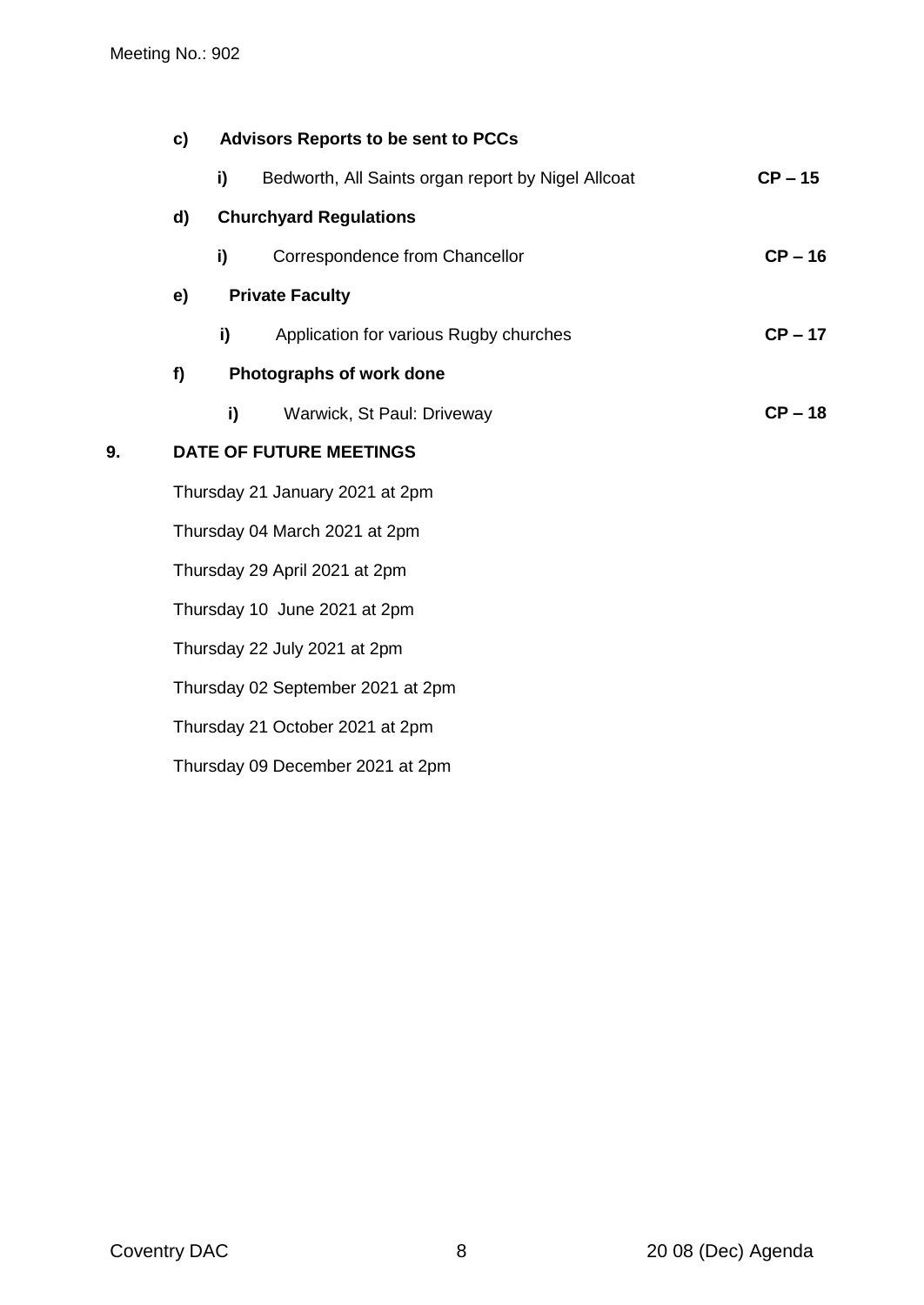Meeting No.: 902

**c) Advisors Reports to be sent to PCCs**

- **i)** Bedworth, All Saints organ report by Nigel Allcoat **CP – 15**

**d) Churchyard Regulations**

- **i)** Correspondence from Chancellor **CP – 16**

**e) Private Faculty**

- **i)** Application for various Rugby churches **CP – 17**

**f) Photographs of work done**

- **i)** Warwick, St Paul: Driveway **CP – 18**

**9. DATE OF FUTURE MEETINGS**

Thursday 21 January 2021 at 2pm

Thursday 04 March 2021 at 2pm

Thursday 29 April 2021 at 2pm

Thursday 10 June 2021 at 2pm

Thursday 22 July 2021 at 2pm

Thursday 02 September 2021 at 2pm

Thursday 21 October 2021 at 2pm

Thursday 09 December 2021 at 2pm